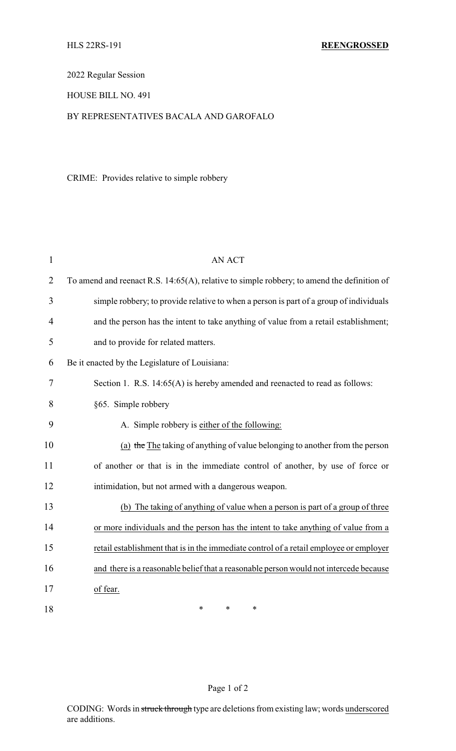HLS 22RS-191 **REENGROSSED**

2022 Regular Session

HOUSE BILL NO. 491

BY REPRESENTATIVES BACALA AND GAROFALO

CRIME: Provides relative to simple robbery

AN ACT

To amend and reenact R.S. 14:65(A), relative to simple robbery; to amend the definition of simple robbery; to provide relative to when a person is part of a group of individuals and the person has the intent to take anything of value from a retail establishment; and to provide for related matters.

Be it enacted by the Legislature of Louisiana:

Section 1. R.S. 14:65(A) is hereby amended and reenacted to read as follows:

§65. Simple robbery

A. Simple robbery is <u>either of the following:</u>

<u>(a)</u> ~~the~~ <u>The</u> taking of anything of value belonging to another from the person of another or that is in the immediate control of another, by use of force or intimidation, but not armed with a dangerous weapon.

<u>(b) The taking of anything of value when a person is part of a group of three or more individuals and the person has the intent to take anything of value from a retail establishment that is in the immediate control of a retail employee or employer and there is a reasonable belief that a reasonable person would not intercede because of fear.</u>

\* \* \*

CODING: Words in ~~struck through~~ type are deletions from existing law; words <u>underscored</u> are additions.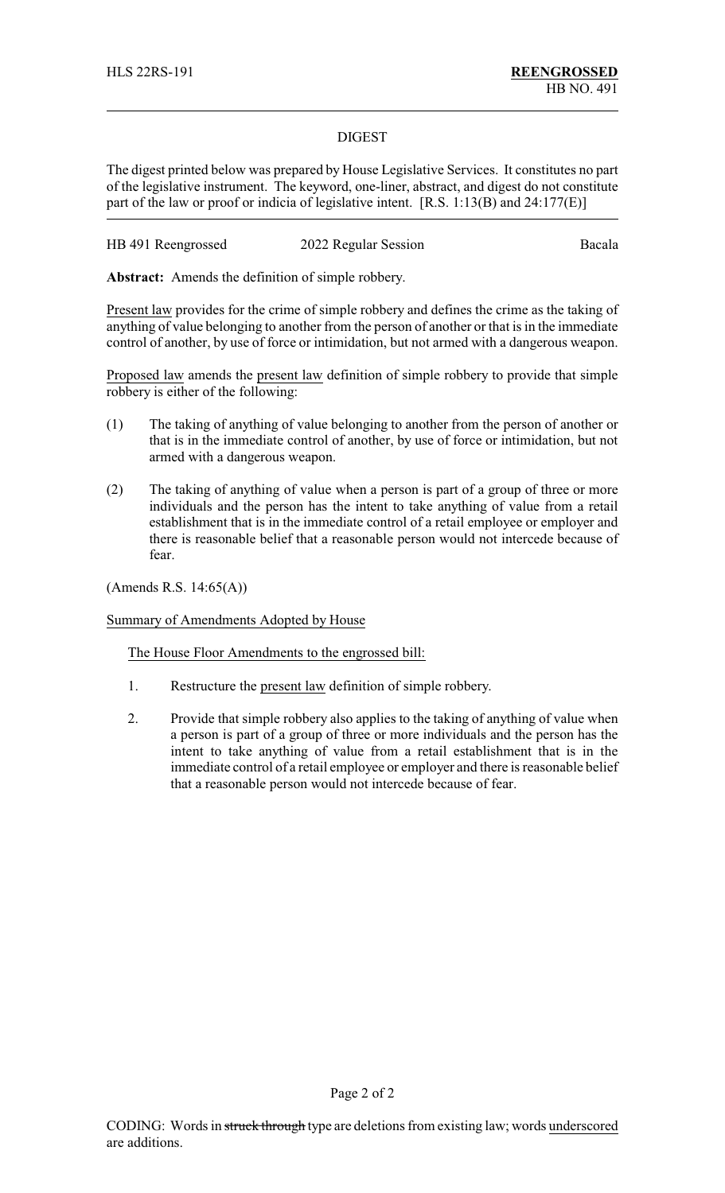HLS 22RS-191 **REENGROSSED**
HB NO. 491

DIGEST

The digest printed below was prepared by House Legislative Services. It constitutes no part of the legislative instrument. The keyword, one-liner, abstract, and digest do not constitute part of the law or proof or indicia of legislative intent. [R.S. 1:13(B) and 24:177(E)]

HB 491 Reengrossed 2022 Regular Session Bacala

**Abstract:** Amends the definition of simple robbery.

Present law provides for the crime of simple robbery and defines the crime as the taking of anything of value belonging to another from the person of another or that is in the immediate control of another, by use of force or intimidation, but not armed with a dangerous weapon.

Proposed law amends the present law definition of simple robbery to provide that simple robbery is either of the following:

(1) The taking of anything of value belonging to another from the person of another or that is in the immediate control of another, by use of force or intimidation, but not armed with a dangerous weapon.

(2) The taking of anything of value when a person is part of a group of three or more individuals and the person has the intent to take anything of value from a retail establishment that is in the immediate control of a retail employee or employer and there is reasonable belief that a reasonable person would not intercede because of fear.

(Amends R.S. 14:65(A))

Summary of Amendments Adopted by House

The House Floor Amendments to the engrossed bill:

1. Restructure the present law definition of simple robbery.

2. Provide that simple robbery also applies to the taking of anything of value when a person is part of a group of three or more individuals and the person has the intent to take anything of value from a retail establishment that is in the immediate control of a retail employee or employer and there is reasonable belief that a reasonable person would not intercede because of fear.

CODING: Words in ~~struck through~~ type are deletions from existing law; words underscored are additions.